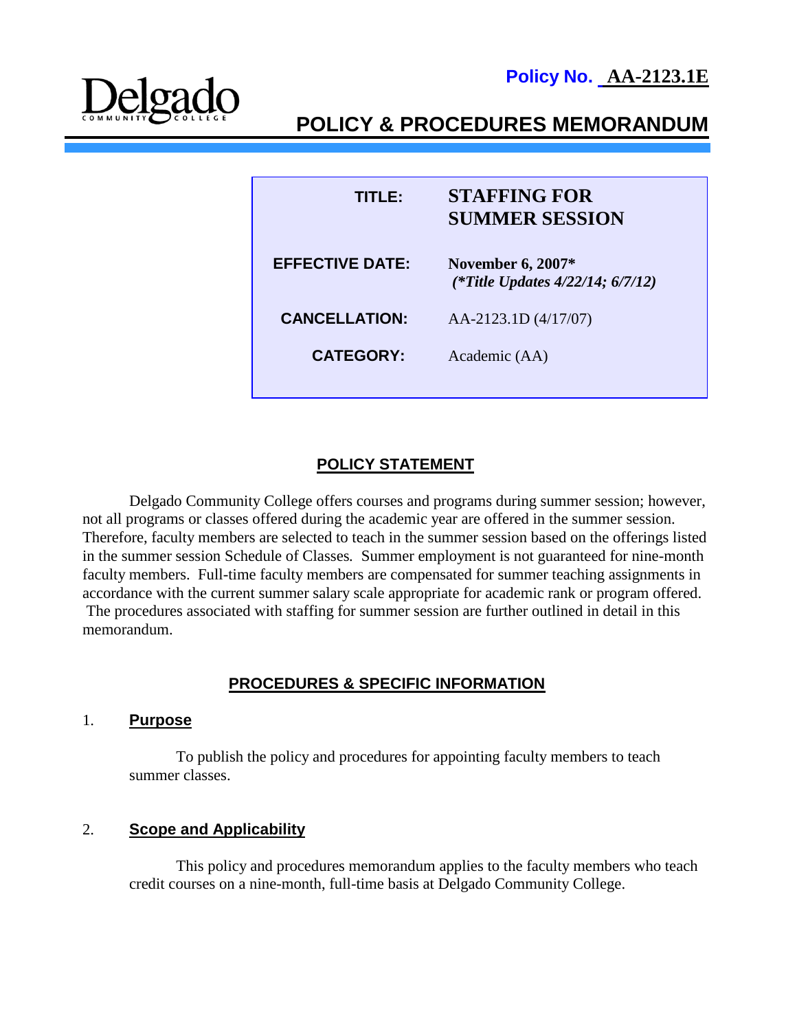**Policy No. AA-2123.1E**

Delgado Community College

# POLICY & PROCEDURES MEMORANDUM

| | |
|---|---|
| **TITLE:** | **STAFFING FOR SUMMER SESSION** |
| **EFFECTIVE DATE:** | **November 6, 2007*** *(\*Title Updates 4/22/14; 6/7/12)* |
| **CANCELLATION:** | AA-2123.1D (4/17/07) |
| **CATEGORY:** | Academic (AA) |

## POLICY STATEMENT

Delgado Community College offers courses and programs during summer session; however, not all programs or classes offered during the academic year are offered in the summer session. Therefore, faculty members are selected to teach in the summer session based on the offerings listed in the summer session Schedule of Classes. Summer employment is not guaranteed for nine-month faculty members. Full-time faculty members are compensated for summer teaching assignments in accordance with the current summer salary scale appropriate for academic rank or program offered. The procedures associated with staffing for summer session are further outlined in detail in this memorandum.

## PROCEDURES & SPECIFIC INFORMATION

### 1. Purpose

To publish the policy and procedures for appointing faculty members to teach summer classes.

### 2. Scope and Applicability

This policy and procedures memorandum applies to the faculty members who teach credit courses on a nine-month, full-time basis at Delgado Community College.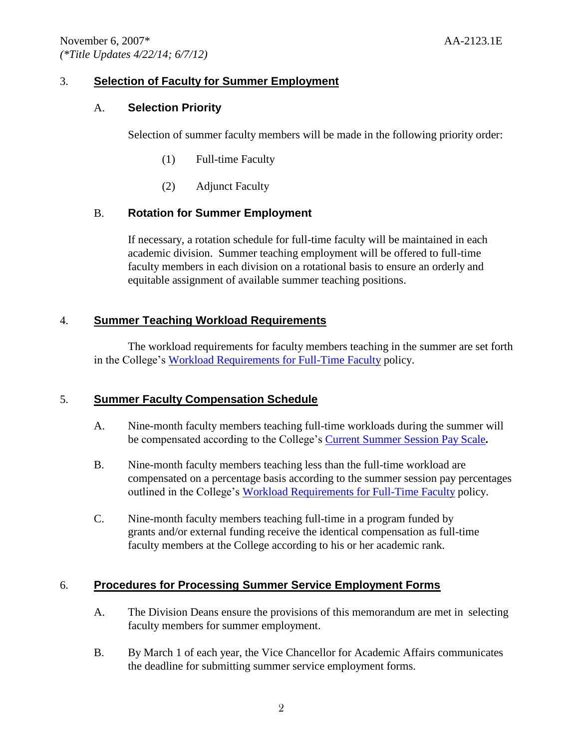## 3. Selection of Faculty for Summer Employment

### A. Selection Priority

Selection of summer faculty members will be made in the following priority order:

(1) Full-time Faculty

(2) Adjunct Faculty

### B. Rotation for Summer Employment

If necessary, a rotation schedule for full-time faculty will be maintained in each academic division. Summer teaching employment will be offered to full-time faculty members in each division on a rotational basis to ensure an orderly and equitable assignment of available summer teaching positions.

## 4. Summer Teaching Workload Requirements

The workload requirements for faculty members teaching in the summer are set forth in the College's Workload Requirements for Full-Time Faculty policy.

## 5. Summer Faculty Compensation Schedule

A. Nine-month faculty members teaching full-time workloads during the summer will be compensated according to the College's Current Summer Session Pay Scale**.**

B. Nine-month faculty members teaching less than the full-time workload are compensated on a percentage basis according to the summer session pay percentages outlined in the College's Workload Requirements for Full-Time Faculty policy.

C. Nine-month faculty members teaching full-time in a program funded by grants and/or external funding receive the identical compensation as full-time faculty members at the College according to his or her academic rank.

## 6. Procedures for Processing Summer Service Employment Forms

A. The Division Deans ensure the provisions of this memorandum are met in selecting faculty members for summer employment.

B. By March 1 of each year, the Vice Chancellor for Academic Affairs communicates the deadline for submitting summer service employment forms.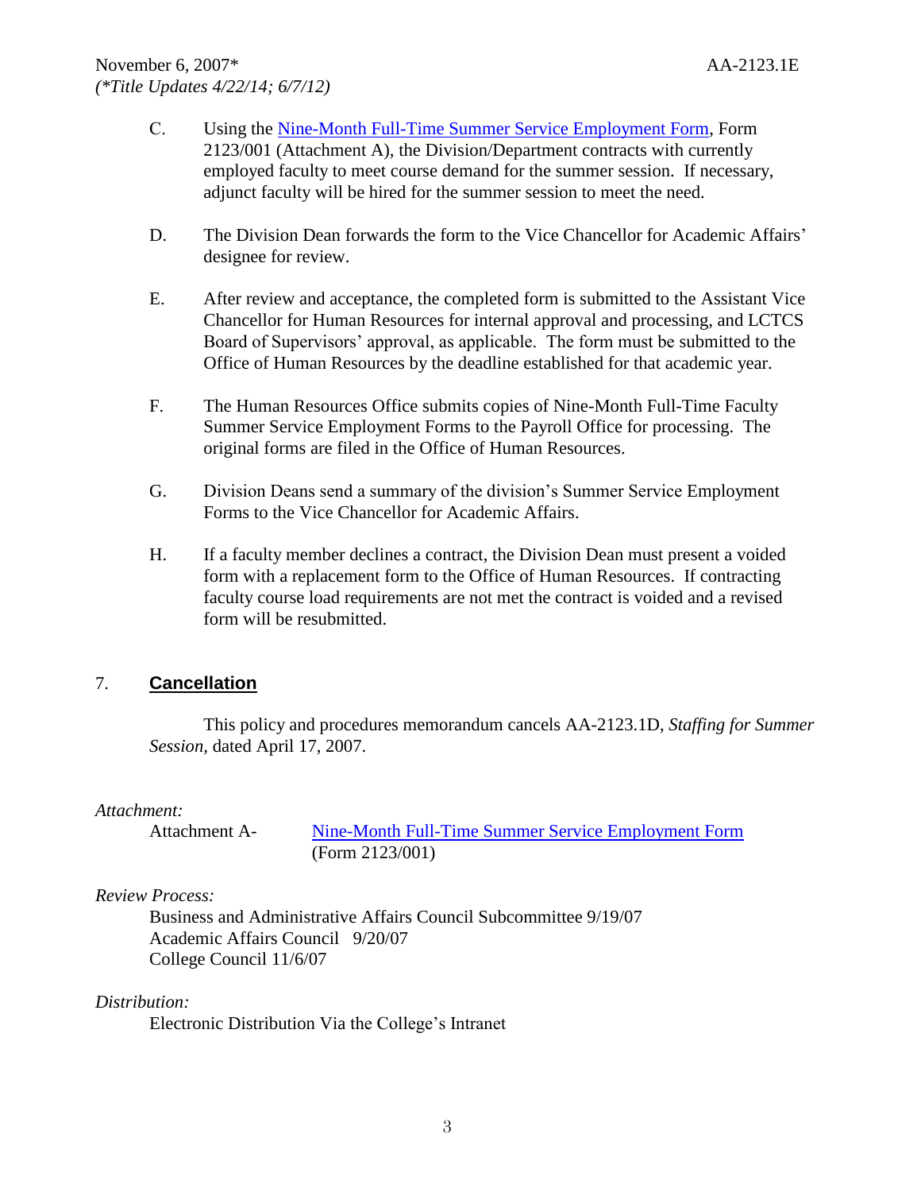C. Using the Nine-Month Full-Time Summer Service Employment Form, Form 2123/001 (Attachment A), the Division/Department contracts with currently employed faculty to meet course demand for the summer session. If necessary, adjunct faculty will be hired for the summer session to meet the need.

D. The Division Dean forwards the form to the Vice Chancellor for Academic Affairs' designee for review.

E. After review and acceptance, the completed form is submitted to the Assistant Vice Chancellor for Human Resources for internal approval and processing, and LCTCS Board of Supervisors' approval, as applicable. The form must be submitted to the Office of Human Resources by the deadline established for that academic year.

F. The Human Resources Office submits copies of Nine-Month Full-Time Faculty Summer Service Employment Forms to the Payroll Office for processing. The original forms are filed in the Office of Human Resources.

G. Division Deans send a summary of the division's Summer Service Employment Forms to the Vice Chancellor for Academic Affairs.

H. If a faculty member declines a contract, the Division Dean must present a voided form with a replacement form to the Office of Human Resources. If contracting faculty course load requirements are not met the contract is voided and a revised form will be resubmitted.

## 7. **Cancellation**

This policy and procedures memorandum cancels AA-2123.1D, *Staffing for Summer Session,* dated April 17, 2007.

*Attachment:*

Attachment A- Nine-Month Full-Time Summer Service Employment Form (Form 2123/001)

*Review Process:*

Business and Administrative Affairs Council Subcommittee 9/19/07
Academic Affairs Council 9/20/07
College Council 11/6/07

*Distribution:*

Electronic Distribution Via the College's Intranet